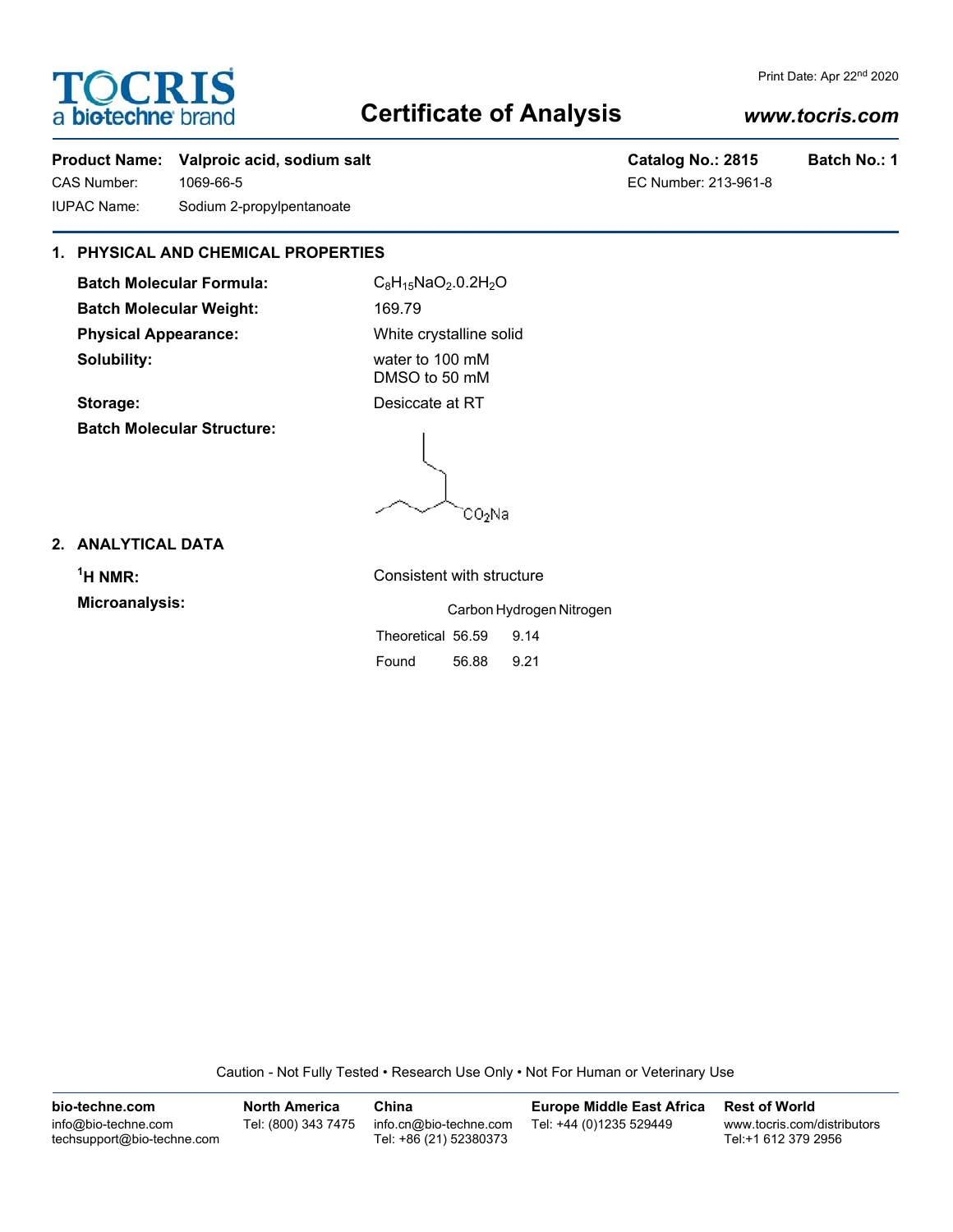TOCRIS
a biotechne brand

Print Date: Apr 22nd 2020

# Certificate of Analysis

***www.tocris.com***

**Product Name: Valproic acid, sodium salt** **Catalog No.: 2815** **Batch No.: 1**

CAS Number: 1069-66-5

EC Number: 213-961-8

IUPAC Name: Sodium 2-propylpentanoate

## 1. PHYSICAL AND CHEMICAL PROPERTIES

**Batch Molecular Formula:** $C_8H_{15}NaO_2.0.2H_2O$

**Batch Molecular Weight:** 169.79

**Physical Appearance:** White crystalline solid

**Solubility:** water to 100 mM
DMSO to 50 mM

**Storage:** Desiccate at RT

**Batch Molecular Structure:**

$CO_2Na$

## 2. ANALYTICAL DATA

**$^1$H NMR:** Consistent with structure

**Microanalysis:**

| | Carbon | Hydrogen | Nitrogen |
|---|---|---|---|
| Theoretical | 56.59 | 9.14 | |
| Found | 56.88 | 9.21 | |

Caution - Not Fully Tested • Research Use Only • Not For Human or Veterinary Use

| bio-techne.com | North America | China | Europe Middle East Africa | Rest of World |
|---|---|---|---|---|
| info@bio-techne.com<br>techsupport@bio-techne.com | Tel: (800) 343 7475 | info.cn@bio-techne.com<br>Tel: +86 (21) 52380373 | Tel: +44 (0)1235 529449 | www.tocris.com/distributors<br>Tel:+1 612 379 2956 |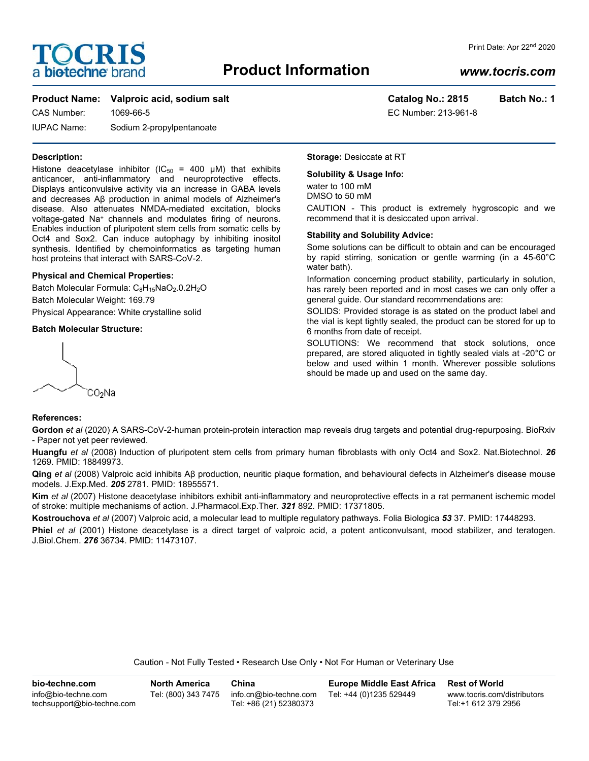# TOCRIS a biotechne brand

## Product Information

www.tocris.com

Print Date: Apr 22nd 2020

**Product Name:** Valproic acid, sodium salt  **Catalog No.:** 2815  **Batch No.:** 1

CAS Number: 1069-66-5  EC Number: 213-961-8

IUPAC Name: Sodium 2-propylpentanoate

### Description:

Histone deacetylase inhibitor ($IC_{50}$ = 400 μM) that exhibits anticancer, anti-inflammatory and neuroprotective effects. Displays anticonvulsive activity via an increase in GABA levels and decreases Aβ production in animal models of Alzheimer's disease. Also attenuates NMDA-mediated excitation, blocks voltage-gated $Na^+$ channels and modulates firing of neurons. Enables induction of pluripotent stem cells from somatic cells by Oct4 and Sox2. Can induce autophagy by inhibiting inositol synthesis. Identified by chemoinformatics as targeting human host proteins that interact with SARS-CoV-2.

### Physical and Chemical Properties:

Batch Molecular Formula: $C_8H_{15}NaO_2.0.2H_2O$

Batch Molecular Weight: 169.79

Physical Appearance: White crystalline solid

### Batch Molecular Structure:

$CO_2Na$

**Storage:** Desiccate at RT

### Solubility & Usage Info:

water to 100 mM

DMSO to 50 mM

CAUTION - This product is extremely hygroscopic and we recommend that it is desiccated upon arrival.

### Stability and Solubility Advice:

Some solutions can be difficult to obtain and can be encouraged by rapid stirring, sonication or gentle warming (in a 45-60°C water bath).

Information concerning product stability, particularly in solution, has rarely been reported and in most cases we can only offer a general guide. Our standard recommendations are:

SOLIDS: Provided storage is as stated on the product label and the vial is kept tightly sealed, the product can be stored for up to 6 months from date of receipt.

SOLUTIONS: We recommend that stock solutions, once prepared, are stored aliquoted in tightly sealed vials at -20°C or below and used within 1 month. Wherever possible solutions should be made up and used on the same day.

### References:

**Gordon** *et al* (2020) A SARS-CoV-2-human protein-protein interaction map reveals drug targets and potential drug-repurposing. BioRxiv - Paper not yet peer reviewed.

**Huangfu** *et al* (2008) Induction of pluripotent stem cells from primary human fibroblasts with only Oct4 and Sox2. Nat.Biotechnol. ***26*** 1269. PMID: 18849973.

**Qing** *et al* (2008) Valproic acid inhibits Aβ production, neuritic plaque formation, and behavioural defects in Alzheimer's disease mouse models. J.Exp.Med. ***205*** 2781. PMID: 18955571.

**Kim** *et al* (2007) Histone deacetylase inhibitors exhibit anti-inflammatory and neuroprotective effects in a rat permanent ischemic model of stroke: multiple mechanisms of action. J.Pharmacol.Exp.Ther. ***321*** 892. PMID: 17371805.

**Kostrouchova** *et al* (2007) Valproic acid, a molecular lead to multiple regulatory pathways. Folia Biologica ***53*** 37. PMID: 17448293.

**Phiel** *et al* (2001) Histone deacetylase is a direct target of valproic acid, a potent anticonvulsant, mood stabilizer, and teratogen. J.Biol.Chem. ***276*** 36734. PMID: 11473107.

Caution - Not Fully Tested • Research Use Only • Not For Human or Veterinary Use

**bio-techne.com**
info@bio-techne.com
techsupport@bio-techne.com

**North America**
Tel: (800) 343 7475

**China**
info.cn@bio-techne.com
Tel: +86 (21) 52380373

**Europe Middle East Africa**
Tel: +44 (0)1235 529449

**Rest of World**
www.tocris.com/distributors
Tel:+1 612 379 2956